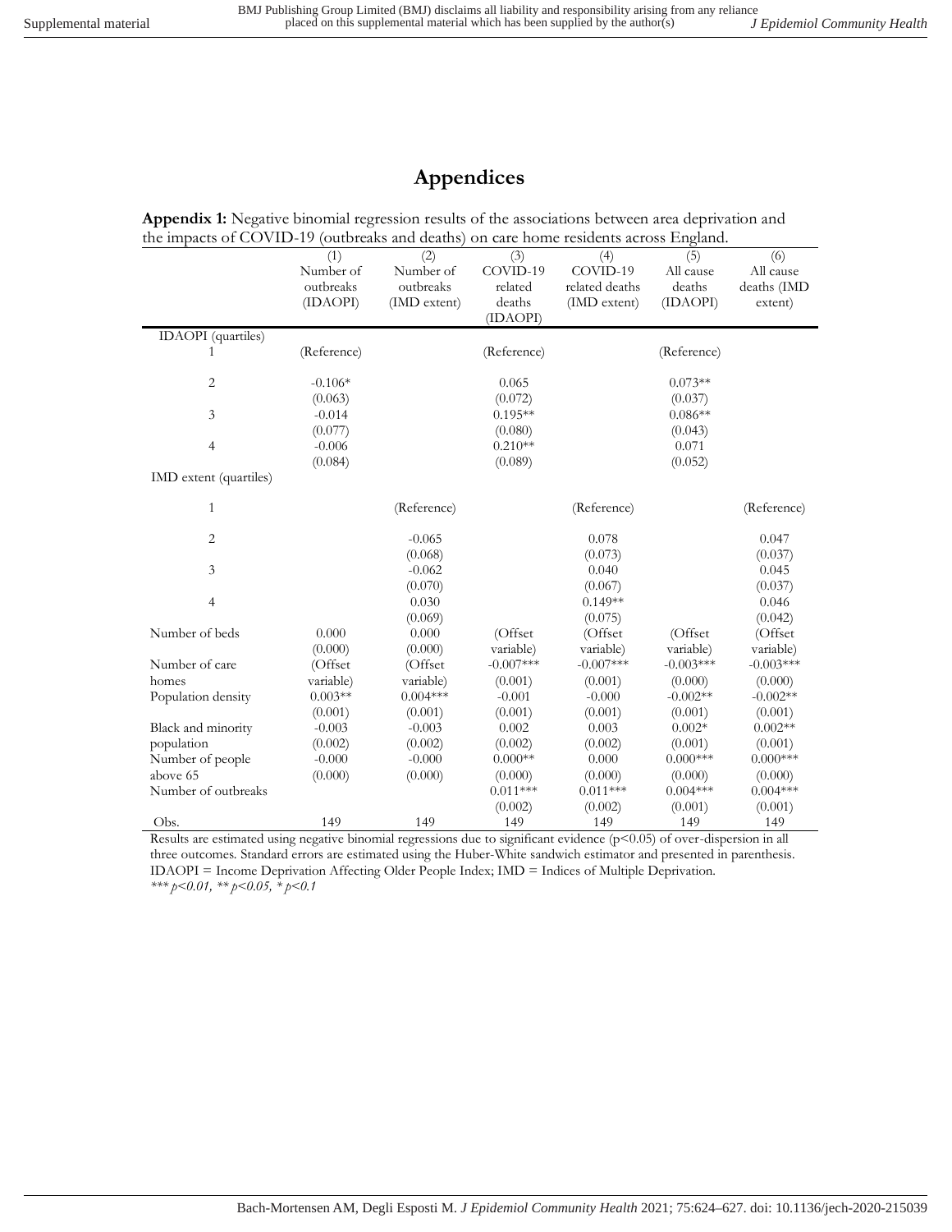# Appendices

**Appendix 1:** Negative binomial regression results of the associations between area deprivation and the impacts of COVID-19 (outbreaks and deaths) on care home residents across England.

| | (1) Number of outbreaks (IDAOPI) | (2) Number of outbreaks (IMD extent) | (3) COVID-19 related deaths (IDAOPI) | (4) COVID-19 related deaths (IMD extent) | (5) All cause deaths (IDAOPI) | (6) All cause deaths (IMD extent) |
|---|---|---|---|---|---|---|
| IDAOPI (quartiles) | | | | | | |
| 1 | (Reference) | | (Reference) | | (Reference) | |
| 2 | -0.106* | | 0.065 | | 0.073** | |
| | (0.063) | | (0.072) | | (0.037) | |
| 3 | -0.014 | | 0.195** | | 0.086** | |
| | (0.077) | | (0.080) | | (0.043) | |
| 4 | -0.006 | | 0.210** | | 0.071 | |
| | (0.084) | | (0.089) | | (0.052) | |
| IMD extent (quartiles) | | | | | | |
| 1 | | (Reference) | | (Reference) | | (Reference) |
| 2 | | -0.065 | | 0.078 | | 0.047 |
| | | (0.068) | | (0.073) | | (0.037) |
| 3 | | -0.062 | | 0.040 | | 0.045 |
| | | (0.070) | | (0.067) | | (0.037) |
| 4 | | 0.030 | | 0.149** | | 0.046 |
| | | (0.069) | | (0.075) | | (0.042) |
| Number of beds | 0.000 | 0.000 | (Offset variable) | (Offset variable) | (Offset variable) | (Offset variable) |
| | (0.000) | (0.000) | | | | |
| Number of care homes | (Offset variable) | (Offset variable) | -0.007*** | -0.007*** | -0.003*** | -0.003*** |
| | | | (0.001) | (0.001) | (0.000) | (0.000) |
| Population density | 0.003** | 0.004*** | -0.001 | -0.000 | -0.002** | -0.002** |
| | (0.001) | (0.001) | (0.001) | (0.001) | (0.001) | (0.001) |
| Black and minority population | -0.003 | -0.003 | 0.002 | 0.003 | 0.002* | 0.002** |
| | (0.002) | (0.002) | (0.002) | (0.002) | (0.001) | (0.001) |
| Number of people above 65 | -0.000 | -0.000 | 0.000** | 0.000 | 0.000*** | 0.000*** |
| | (0.000) | (0.000) | (0.000) | (0.000) | (0.000) | (0.000) |
| Number of outbreaks | | | 0.011*** | 0.011*** | 0.004*** | 0.004*** |
| | | | (0.002) | (0.002) | (0.001) | (0.001) |
| Obs. | 149 | 149 | 149 | 149 | 149 | 149 |

Results are estimated using negative binomial regressions due to significant evidence ($p<0.05$) of over-dispersion in all three outcomes. Standard errors are estimated using the Huber-White sandwich estimator and presented in parenthesis. IDAOPI = Income Deprivation Affecting Older People Index; IMD = Indices of Multiple Deprivation.
*\*\*\* p<0.01, \*\* p<0.05, \* p<0.1*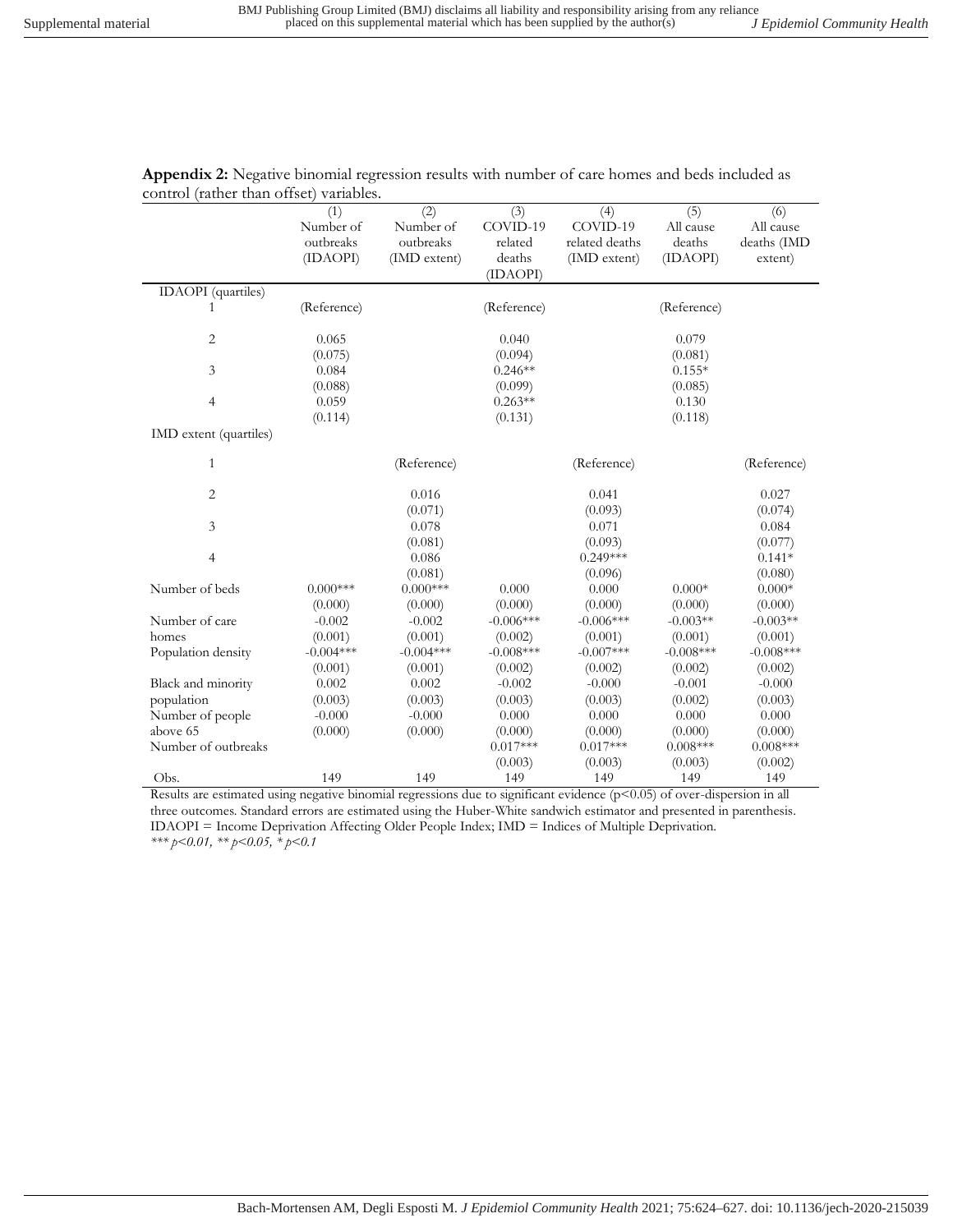**Appendix 2:** Negative binomial regression results with number of care homes and beds included as control (rather than offset) variables.

| | (1) Number of outbreaks (IDAOPI) | (2) Number of outbreaks (IMD extent) | (3) COVID-19 related deaths (IDAOPI) | (4) COVID-19 related deaths (IMD extent) | (5) All cause deaths (IDAOPI) | (6) All cause deaths (IMD extent) |
|---|---|---|---|---|---|---|
| IDAOPI (quartiles) | | | | | | |
| 1 | (Reference) | | (Reference) | | (Reference) | |
| 2 | 0.065 | | 0.040 | | 0.079 | |
| | (0.075) | | (0.094) | | (0.081) | |
| 3 | 0.084 | | 0.246** | | 0.155* | |
| | (0.088) | | (0.099) | | (0.085) | |
| 4 | 0.059 | | 0.263** | | 0.130 | |
| | (0.114) | | (0.131) | | (0.118) | |
| IMD extent (quartiles) | | | | | | |
| 1 | | (Reference) | | (Reference) | | (Reference) |
| 2 | | 0.016 | | 0.041 | | 0.027 |
| | | (0.071) | | (0.093) | | (0.074) |
| 3 | | 0.078 | | 0.071 | | 0.084 |
| | | (0.081) | | (0.093) | | (0.077) |
| 4 | | 0.086 | | 0.249*** | | 0.141* |
| | | (0.081) | | (0.096) | | (0.080) |
| Number of beds | 0.000*** | 0.000*** | 0.000 | 0.000 | 0.000* | 0.000* |
| | (0.000) | (0.000) | (0.000) | (0.000) | (0.000) | (0.000) |
| Number of care homes | -0.002 | -0.002 | -0.006*** | -0.006*** | -0.003** | -0.003** |
| | (0.001) | (0.001) | (0.002) | (0.001) | (0.001) | (0.001) |
| Population density | -0.004*** | -0.004*** | -0.008*** | -0.007*** | -0.008*** | -0.008*** |
| | (0.001) | (0.001) | (0.002) | (0.002) | (0.002) | (0.002) |
| Black and minority population | 0.002 | 0.002 | -0.002 | -0.000 | -0.001 | -0.000 |
| | (0.003) | (0.003) | (0.003) | (0.003) | (0.002) | (0.003) |
| Number of people above 65 | -0.000 | -0.000 | 0.000 | 0.000 | 0.000 | 0.000 |
| | (0.000) | (0.000) | (0.000) | (0.000) | (0.000) | (0.000) |
| Number of outbreaks | | | 0.017*** | 0.017*** | 0.008*** | 0.008*** |
| | | | (0.003) | (0.003) | (0.003) | (0.002) |
| Obs. | 149 | 149 | 149 | 149 | 149 | 149 |

Results are estimated using negative binomial regressions due to significant evidence ($p<0.05$) of over-dispersion in all three outcomes. Standard errors are estimated using the Huber-White sandwich estimator and presented in parenthesis. IDAOPI = Income Deprivation Affecting Older People Index; IMD = Indices of Multiple Deprivation.
*\*\*\* p<0.01, \*\* p<0.05, \* p<0.1*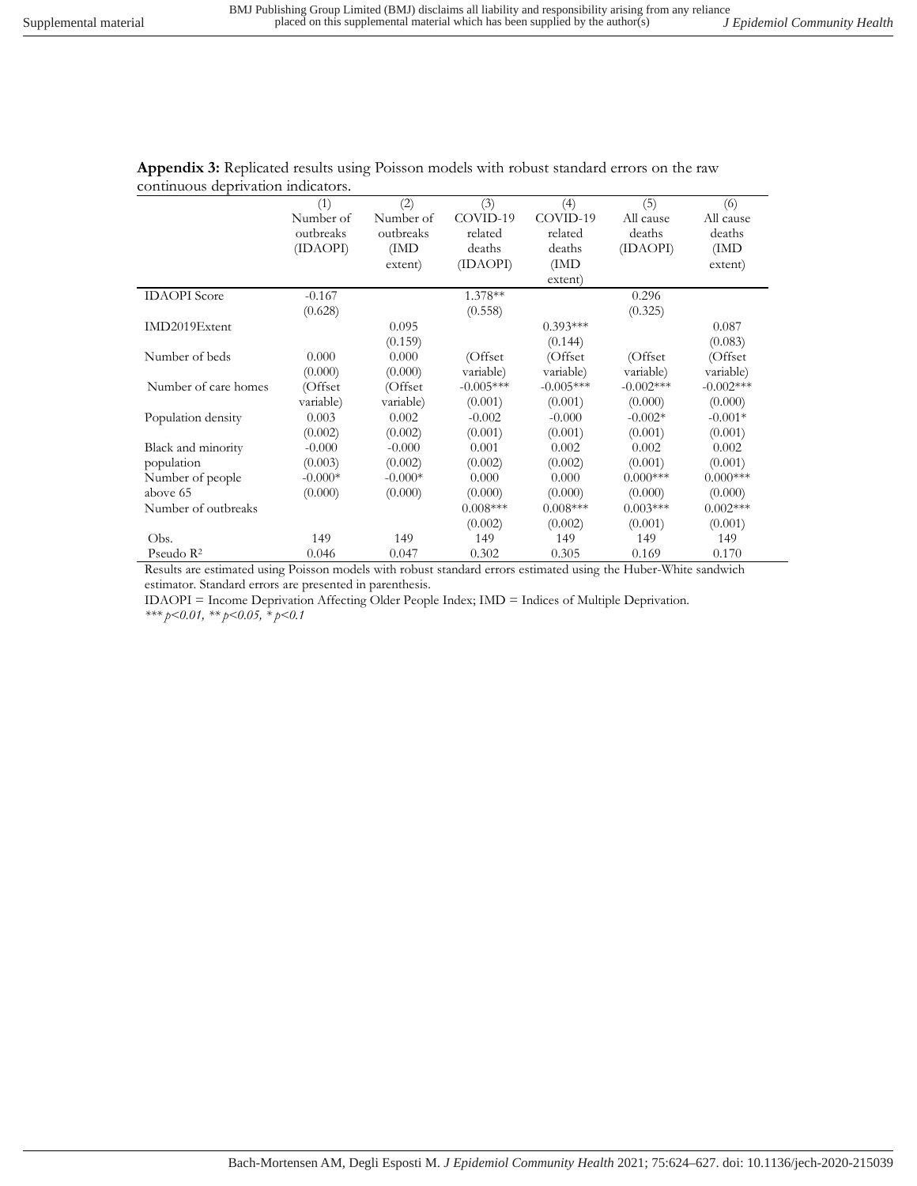**Appendix 3:** Replicated results using Poisson models with robust standard errors on the raw continuous deprivation indicators.

| | (1) Number of outbreaks (IDAOPI) | (2) Number of outbreaks (IMD extent) | (3) COVID-19 related deaths (IDAOPI) | (4) COVID-19 related deaths (IMD extent) | (5) All cause deaths (IDAOPI) | (6) All cause deaths (IMD extent) |
|---|---|---|---|---|---|---|
| IDAOPI Score | -0.167 | | 1.378** | | 0.296 | |
| | (0.628) | | (0.558) | | (0.325) | |
| IMD2019Extent | | 0.095 | | 0.393*** | | 0.087 |
| | | (0.159) | | (0.144) | | (0.083) |
| Number of beds | 0.000 | 0.000 | (Offset variable) | (Offset variable) | (Offset variable) | (Offset variable) |
| | (0.000) | (0.000) | | | | |
| Number of care homes | (Offset variable) | (Offset variable) | -0.005*** | -0.005*** | -0.002*** | -0.002*** |
| | | | (0.001) | (0.001) | (0.000) | (0.000) |
| Population density | 0.003 | 0.002 | -0.002 | -0.000 | -0.002* | -0.001* |
| | (0.002) | (0.002) | (0.001) | (0.001) | (0.001) | (0.001) |
| Black and minority population | -0.000 | -0.000 | 0.001 | 0.002 | 0.002 | 0.002 |
| | (0.003) | (0.002) | (0.002) | (0.002) | (0.001) | (0.001) |
| Number of people above 65 | -0.000* | -0.000* | 0.000 | 0.000 | 0.000*** | 0.000*** |
| | (0.000) | (0.000) | (0.000) | (0.000) | (0.000) | (0.000) |
| Number of outbreaks | | | 0.008*** | 0.008*** | 0.003*** | 0.002*** |
| | | | (0.002) | (0.002) | (0.001) | (0.001) |
| Obs. | 149 | 149 | 149 | 149 | 149 | 149 |
| Pseudo $R^2$ | 0.046 | 0.047 | 0.302 | 0.305 | 0.169 | 0.170 |

Results are estimated using Poisson models with robust standard errors estimated using the Huber-White sandwich estimator. Standard errors are presented in parenthesis.

IDAOPI = Income Deprivation Affecting Older People Index; IMD = Indices of Multiple Deprivation.

*\*\*\* p<0.01, \*\* p<0.05, \* p<0.1*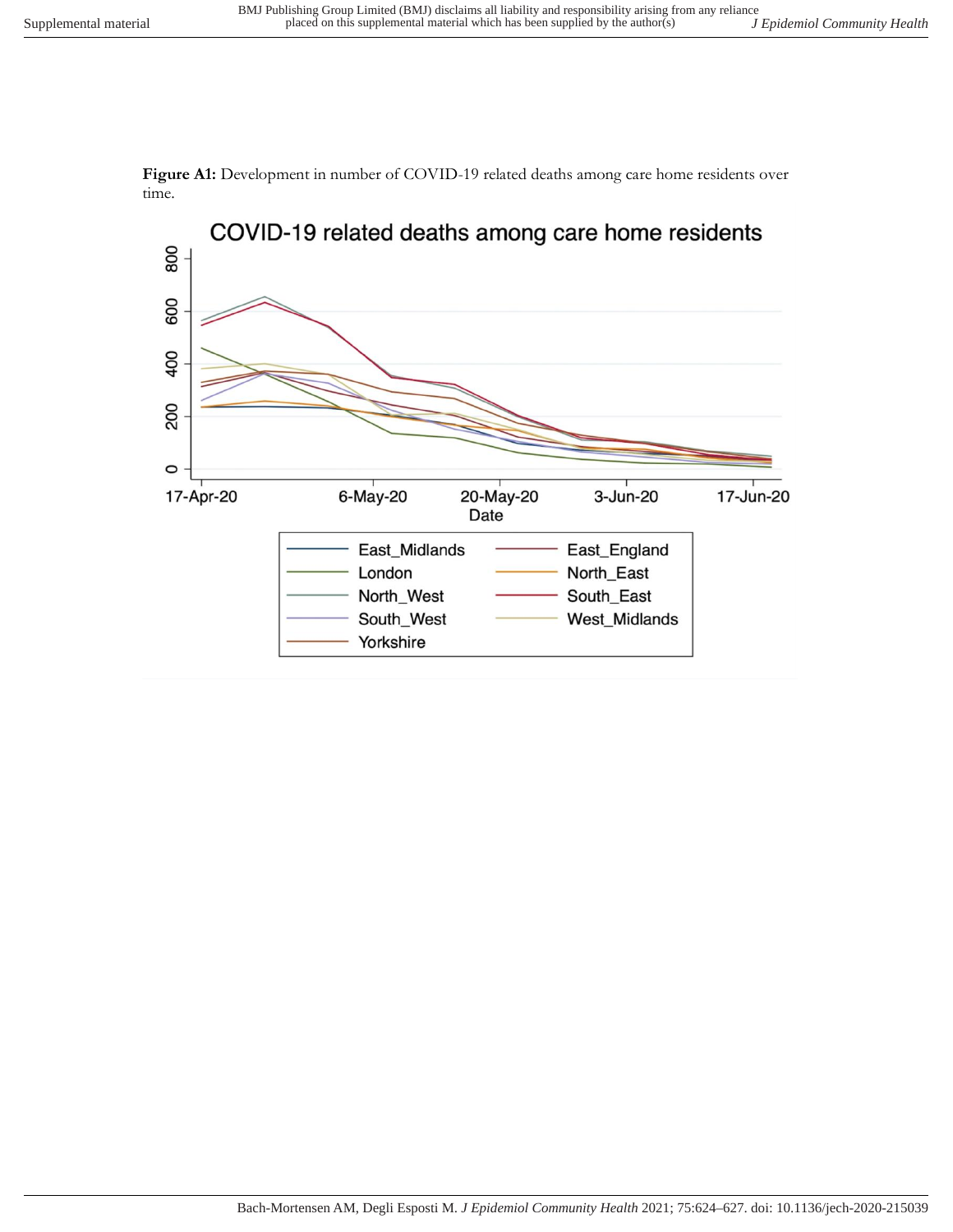**Figure A1:** Development in number of COVID-19 related deaths among care home residents over time.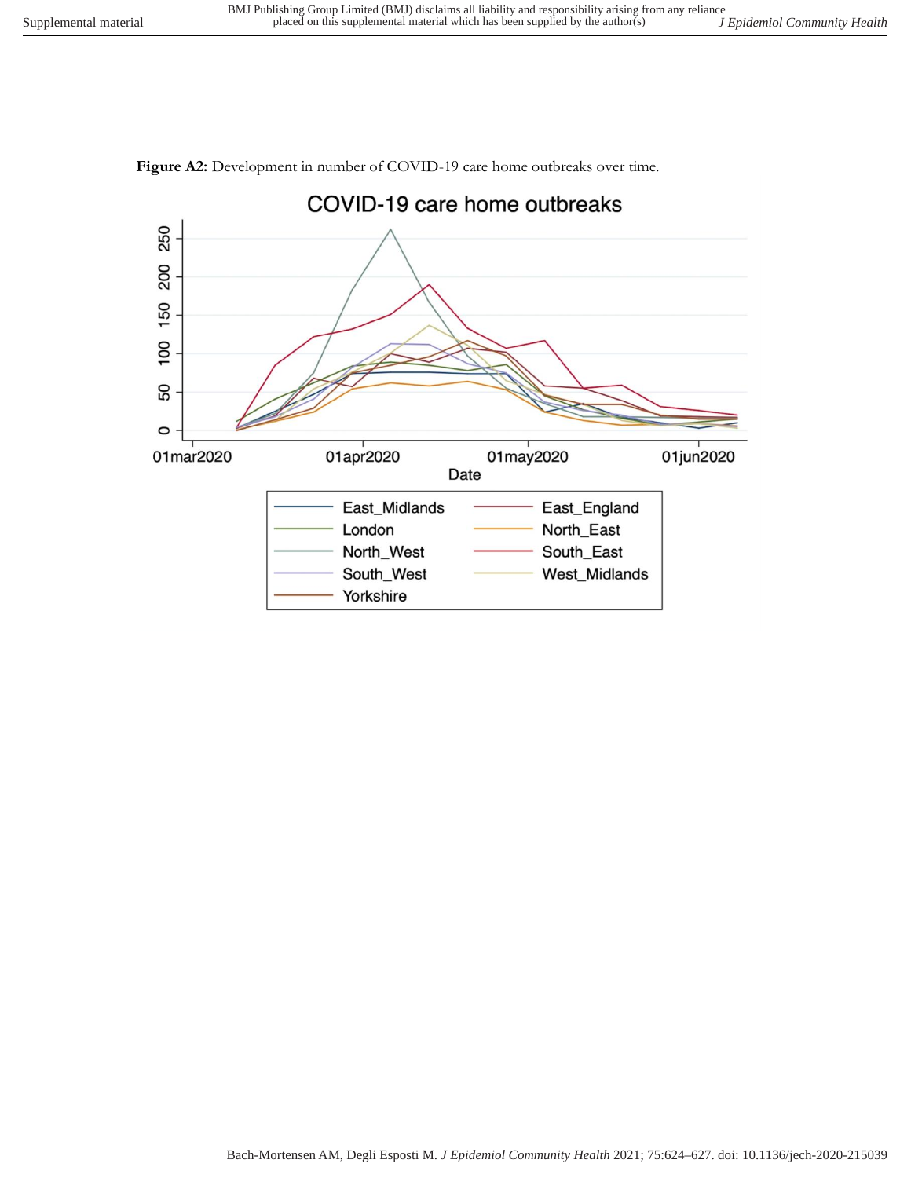**Figure A2:** Development in number of COVID-19 care home outbreaks over time.

COVID-19 care home outbreaks

0
50
100
150
200
250

01mar2020
01apr2020
01may2020
01jun2020

Date

East_Midlands
East_England
London
North_East
North_West
South_East
South_West
West_Midlands
Yorkshire